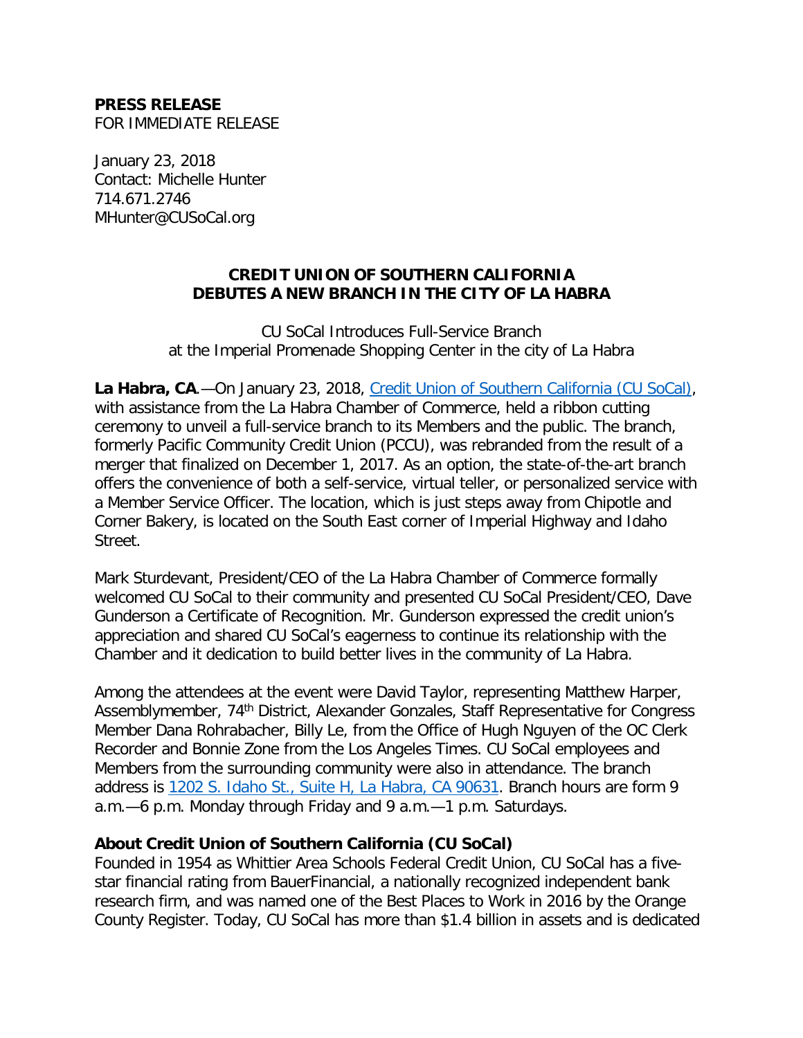**PRESS RELEASE**
FOR IMMEDIATE RELEASE

January 23, 2018
Contact: Michelle Hunter
714.671.2746
MHunter@CUSoCal.org

**CREDIT UNION OF SOUTHERN CALIFORNIA DEBUTES A NEW BRANCH IN THE CITY OF LA HABRA**

CU SoCal Introduces Full-Service Branch at the Imperial Promenade Shopping Center in the city of La Habra

**La Habra, CA**.—On January 23, 2018, [Credit Union of Southern California (CU SoCal)](), with assistance from the La Habra Chamber of Commerce, held a ribbon cutting ceremony to unveil a full-service branch to its Members and the public. The branch, formerly Pacific Community Credit Union (PCCU), was rebranded from the result of a merger that finalized on December 1, 2017. As an option, the state-of-the-art branch offers the convenience of both a self-service, virtual teller, or personalized service with a Member Service Officer. The location, which is just steps away from Chipotle and Corner Bakery, is located on the South East corner of Imperial Highway and Idaho Street.

Mark Sturdevant, President/CEO of the La Habra Chamber of Commerce formally welcomed CU SoCal to their community and presented CU SoCal President/CEO, Dave Gunderson a Certificate of Recognition. Mr. Gunderson expressed the credit union's appreciation and shared CU SoCal's eagerness to continue its relationship with the Chamber and it dedication to build better lives in the community of La Habra.

Among the attendees at the event were David Taylor, representing Matthew Harper, Assemblymember, 74th District, Alexander Gonzales, Staff Representative for Congress Member Dana Rohrabacher, Billy Le, from the Office of Hugh Nguyen of the OC Clerk Recorder and Bonnie Zone from the Los Angeles Times. CU SoCal employees and Members from the surrounding community were also in attendance. The branch address is [1202 S. Idaho St., Suite H, La Habra, CA 90631](). Branch hours are form 9 a.m.—6 p.m. Monday through Friday and 9 a.m.—1 p.m. Saturdays.

**About Credit Union of Southern California (CU SoCal)**

Founded in 1954 as Whittier Area Schools Federal Credit Union, CU SoCal has a five-star financial rating from BauerFinancial, a nationally recognized independent bank research firm, and was named one of the Best Places to Work in 2016 by the Orange County Register. Today, CU SoCal has more than $1.4 billion in assets and is dedicated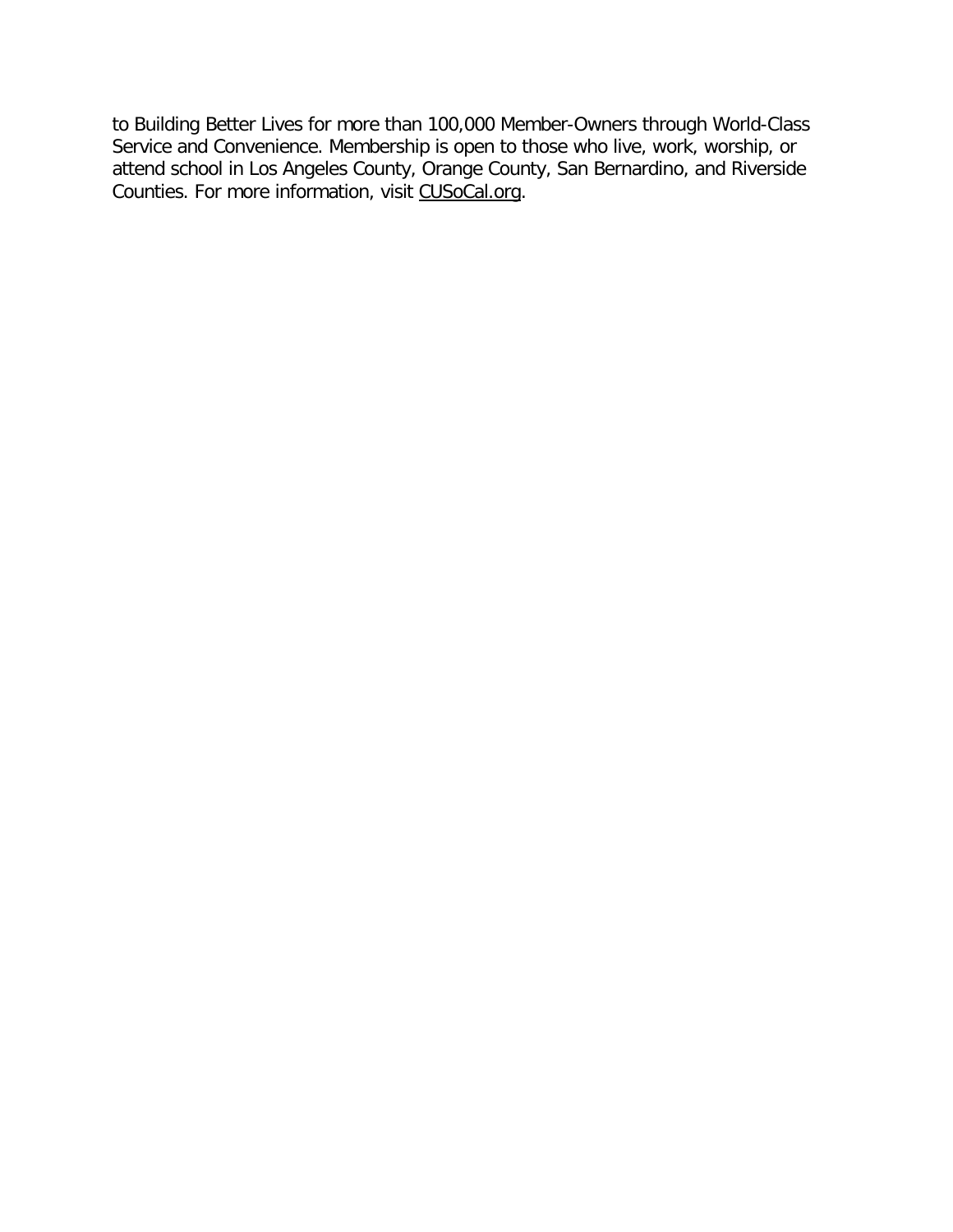to Building Better Lives for more than 100,000 Member-Owners through World-Class Service and Convenience. Membership is open to those who live, work, worship, or attend school in Los Angeles County, Orange County, San Bernardino, and Riverside Counties. For more information, visit CUSoCal.org.